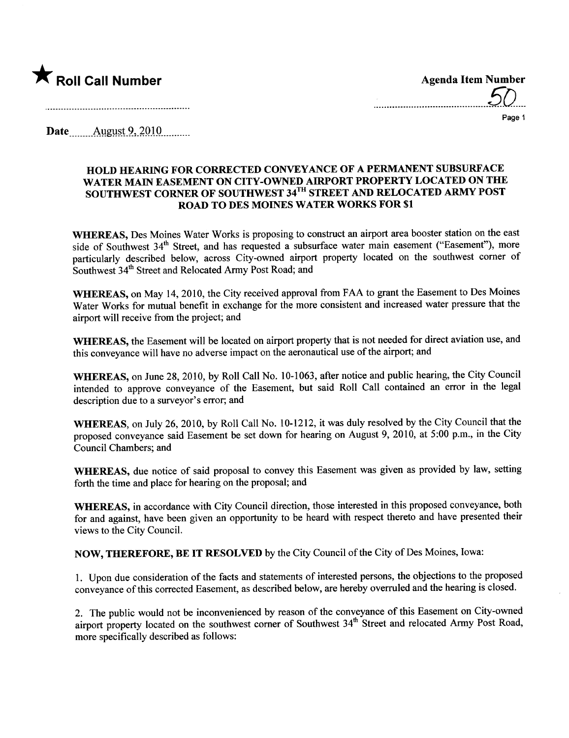★ **Roll Call Number**

**Agenda Item Number**

50

**Date** August 9, 2010

### HOLD HEARING FOR CORRECTED CONVEYANCE OF A PERMANENT SUBSURFACE WATER MAIN EASEMENT ON CITY-OWNED AIRPORT PROPERTY LOCATED ON THE SOUTHWEST CORNER OF SOUTHWEST 34TH STREET AND RELOCATED ARMY POST ROAD TO DES MOINES WATER WORKS FOR $1

**WHEREAS,** Des Moines Water Works is proposing to construct an airport area booster station on the east side of Southwest 34th Street, and has requested a subsurface water main easement ("Easement"), more particularly described below, across City-owned airport property located on the southwest corner of Southwest 34th Street and Relocated Army Post Road; and

**WHEREAS,** on May 14, 2010, the City received approval from FAA to grant the Easement to Des Moines Water Works for mutual benefit in exchange for the more consistent and increased water pressure that the airport will receive from the project; and

**WHEREAS,** the Easement will be located on airport property that is not needed for direct aviation use, and this conveyance will have no adverse impact on the aeronautical use of the airport; and

**WHEREAS,** on June 28, 2010, by Roll Call No. 10-1063, after notice and public hearing, the City Council intended to approve conveyance of the Easement, but said Roll Call contained an error in the legal description due to a surveyor's error; and

**WHEREAS,** on July 26, 2010, by Roll Call No. 10-1212, it was duly resolved by the City Council that the proposed conveyance said Easement be set down for hearing on August 9, 2010, at 5:00 p.m., in the City Council Chambers; and

**WHEREAS,** due notice of said proposal to convey this Easement was given as provided by law, setting forth the time and place for hearing on the proposal; and

**WHEREAS,** in accordance with City Council direction, those interested in this proposed conveyance, both for and against, have been given an opportunity to be heard with respect thereto and have presented their views to the City Council.

**NOW, THEREFORE, BE IT RESOLVED** by the City Council of the City of Des Moines, Iowa:

1. Upon due consideration of the facts and statements of interested persons, the objections to the proposed conveyance of this corrected Easement, as described below, are hereby overruled and the hearing is closed.

2. The public would not be inconvenienced by reason of the conveyance of this Easement on City-owned airport property located on the southwest corner of Southwest 34th Street and relocated Army Post Road, more specifically described as follows: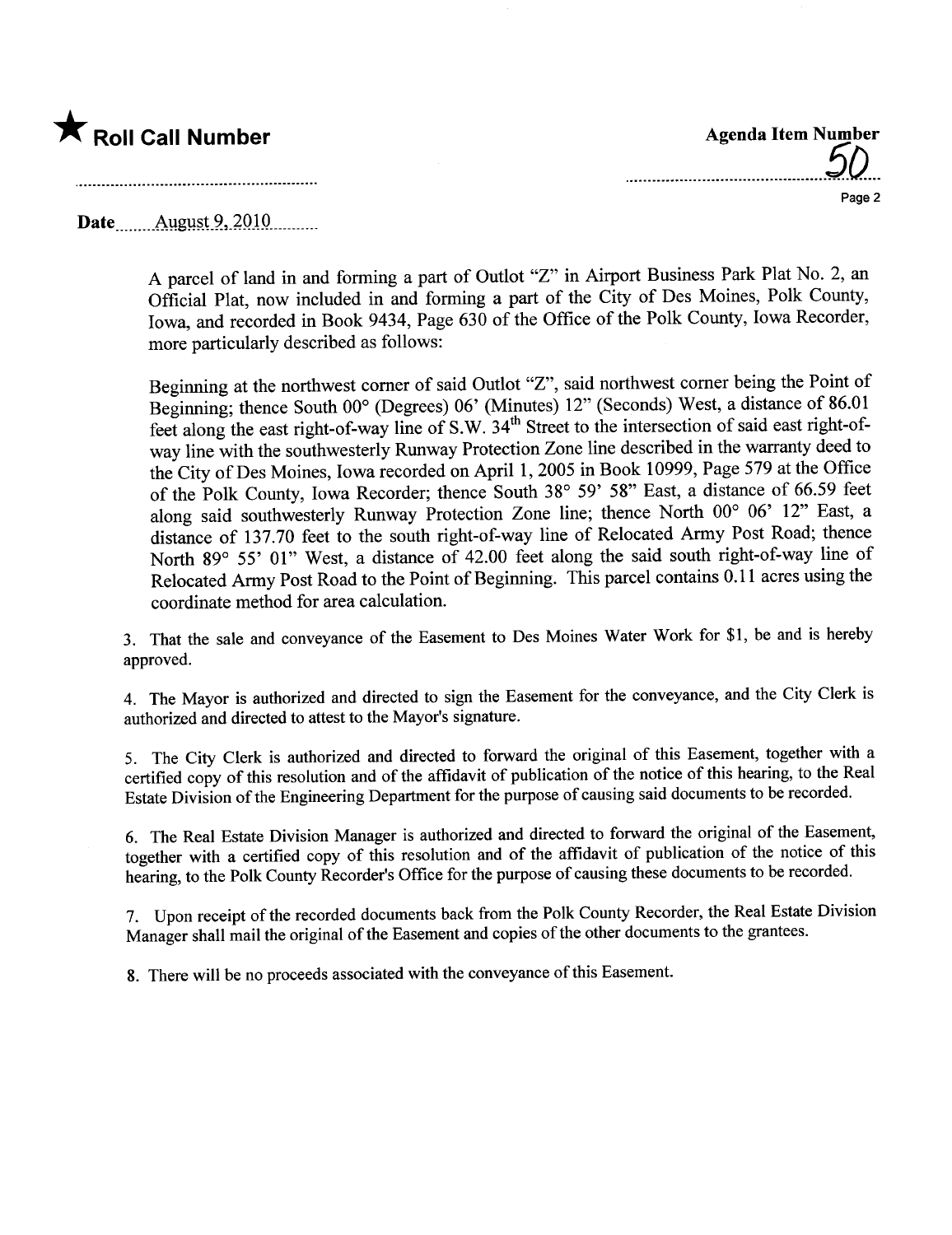★ **Roll Call Number**

**Agenda Item Number**
50

**Date** August 9, 2010

A parcel of land in and forming a part of Outlot "Z" in Airport Business Park Plat No. 2, an Official Plat, now included in and forming a part of the City of Des Moines, Polk County, Iowa, and recorded in Book 9434, Page 630 of the Office of the Polk County, Iowa Recorder, more particularly described as follows:

Beginning at the northwest corner of said Outlot "Z", said northwest corner being the Point of Beginning; thence South 00° (Degrees) 06' (Minutes) 12" (Seconds) West, a distance of 86.01 feet along the east right-of-way line of S.W. 34th Street to the intersection of said east right-of-way line with the southwesterly Runway Protection Zone line described in the warranty deed to the City of Des Moines, Iowa recorded on April 1, 2005 in Book 10999, Page 579 at the Office of the Polk County, Iowa Recorder; thence South 38° 59' 58" East, a distance of 66.59 feet along said southwesterly Runway Protection Zone line; thence North 00° 06' 12" East, a distance of 137.70 feet to the south right-of-way line of Relocated Army Post Road; thence North 89° 55' 01" West, a distance of 42.00 feet along the said south right-of-way line of Relocated Army Post Road to the Point of Beginning. This parcel contains 0.11 acres using the coordinate method for area calculation.

3. That the sale and conveyance of the Easement to Des Moines Water Work for $1, be and is hereby approved.

4. The Mayor is authorized and directed to sign the Easement for the conveyance, and the City Clerk is authorized and directed to attest to the Mayor's signature.

5. The City Clerk is authorized and directed to forward the original of this Easement, together with a certified copy of this resolution and of the affidavit of publication of the notice of this hearing, to the Real Estate Division of the Engineering Department for the purpose of causing said documents to be recorded.

6. The Real Estate Division Manager is authorized and directed to forward the original of the Easement, together with a certified copy of this resolution and of the affidavit of publication of the notice of this hearing, to the Polk County Recorder's Office for the purpose of causing these documents to be recorded.

7. Upon receipt of the recorded documents back from the Polk County Recorder, the Real Estate Division Manager shall mail the original of the Easement and copies of the other documents to the grantees.

8. There will be no proceeds associated with the conveyance of this Easement.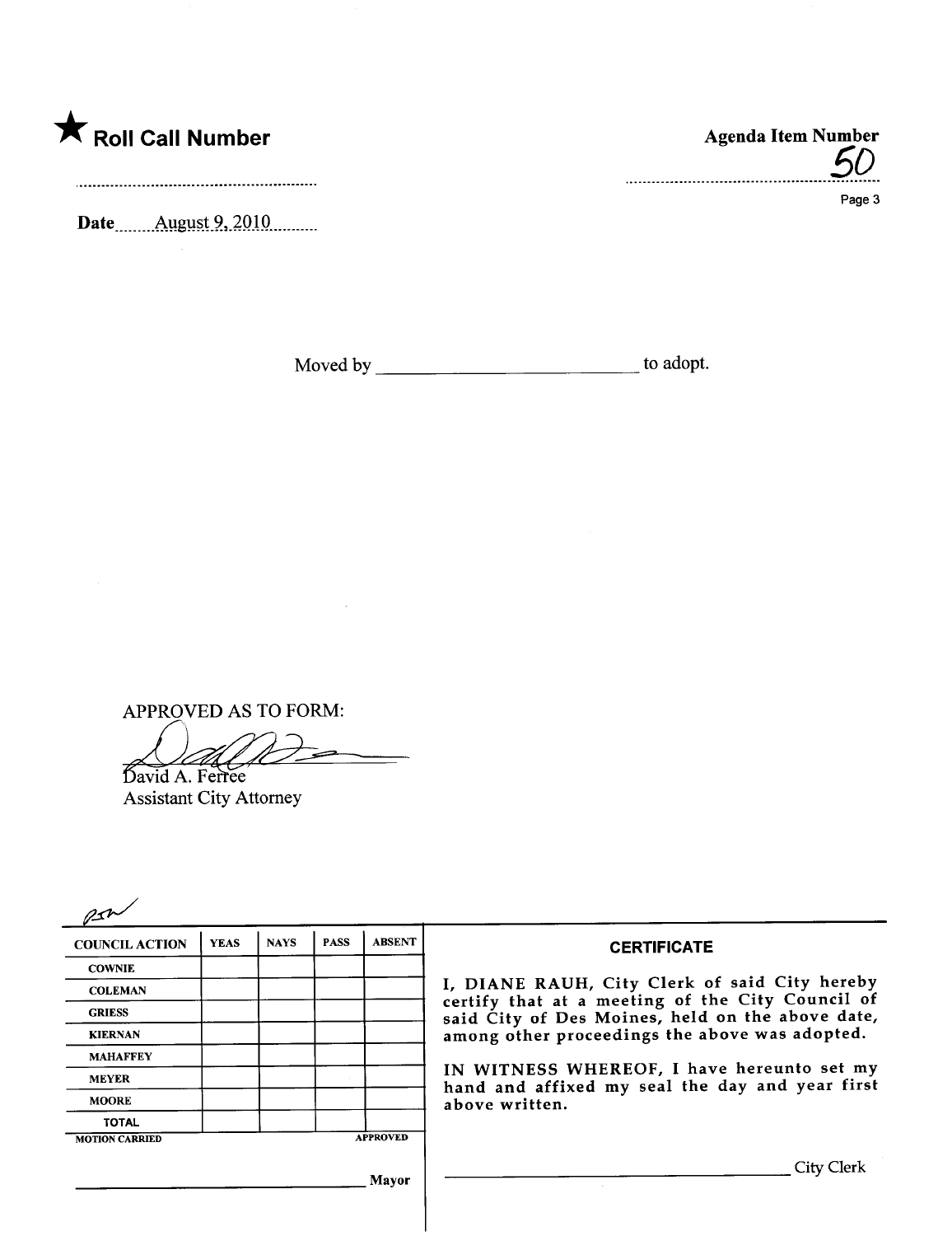★ **Roll Call Number**

**Agenda Item Number**
50

**Date** August 9, 2010

Moved by ______________________ to adopt.

APPROVED AS TO FORM:

David A. Ferree
Assistant City Attorney

| COUNCIL ACTION | YEAS | NAYS | PASS | ABSENT |
|---|---|---|---|---|
| COWNIE | | | | |
| COLEMAN | | | | |
| GRIESS | | | | |
| KIERNAN | | | | |
| MAHAFFEY | | | | |
| MEYER | | | | |
| MOORE | | | | |
| TOTAL | | | | |
| MOTION CARRIED | | | | APPROVED |

______________________ Mayor

**CERTIFICATE**

I, DIANE RAUH, City Clerk of said City hereby certify that at a meeting of the City Council of said City of Des Moines, held on the above date, among other proceedings the above was adopted.

IN WITNESS WHEREOF, I have hereunto set my hand and affixed my seal the day and year first above written.

______________________ City Clerk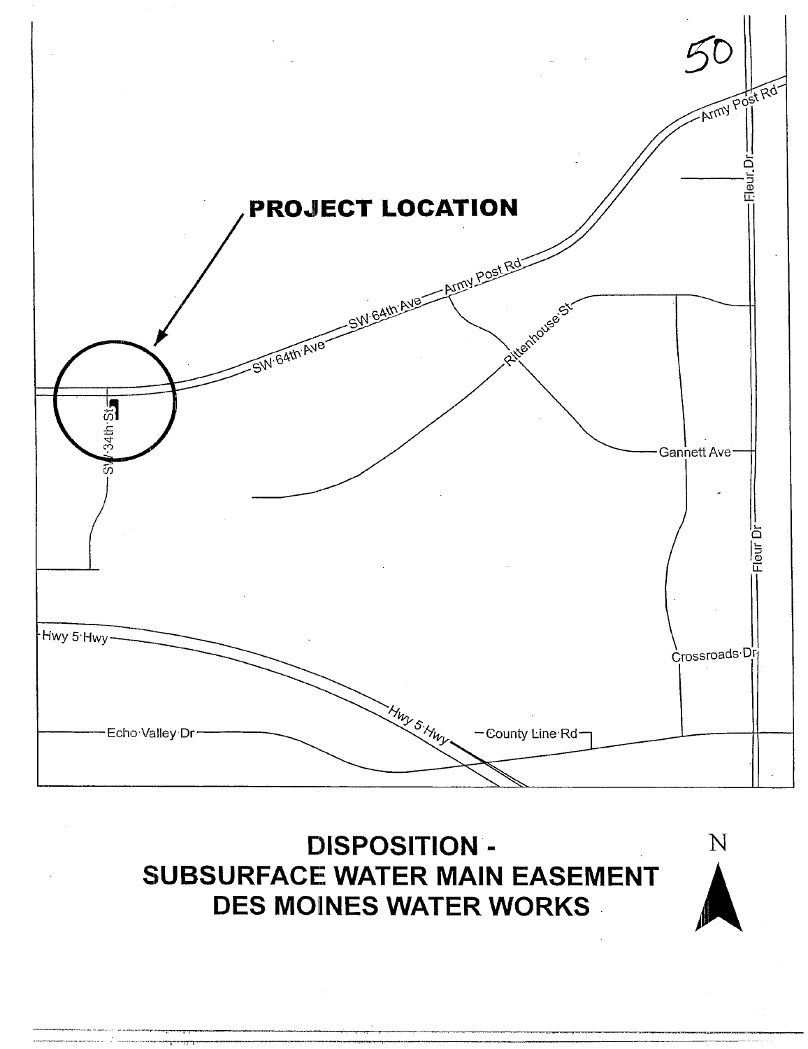50

**PROJECT LOCATION**

Army Post Rd

Fleur Dr

SW 64th Ave

Rittenhouse St

SW 34th St

Gannett Ave

Hwy 5 Hwy

Crossroads Dr

Echo Valley Dr

County Line Rd

# DISPOSITION - SUBSURFACE WATER MAIN EASEMENT DES MOINES WATER WORKS

N